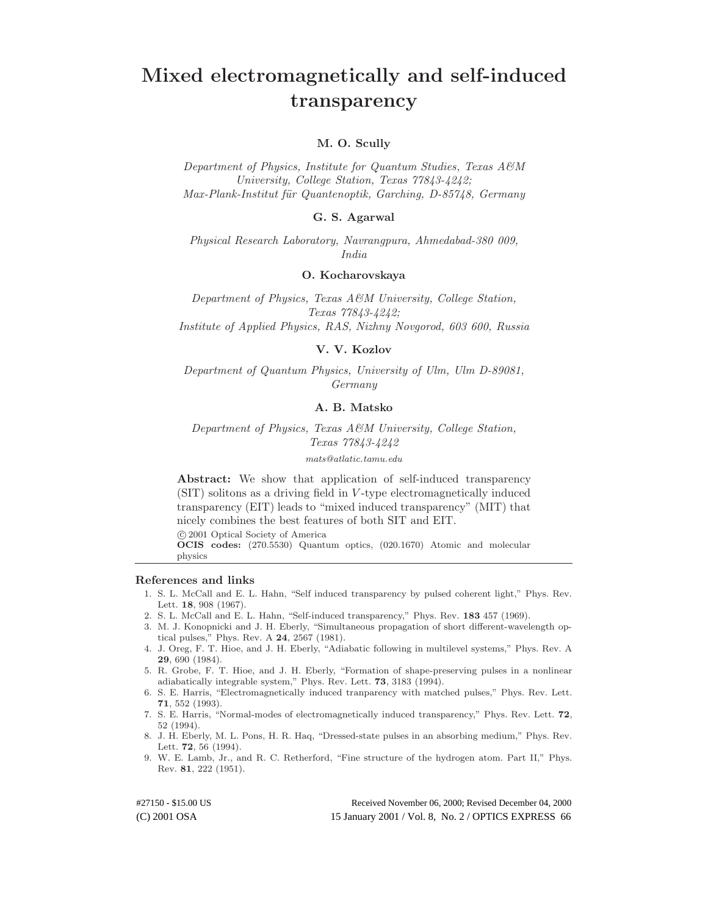# Mixed electromagnetically and self-induced transparency

**M. O. Scully**

*Department of Physics, Institute for Quantum Studies, Texas A&M University, College Station, Texas 77843-4242;*
*Max-Plank-Institut für Quantenoptik, Garching, D-85748, Germany*

**G. S. Agarwal**

*Physical Research Laboratory, Navrangpura, Ahmedabad-380 009, India*

**O. Kocharovskaya**

*Department of Physics, Texas A&M University, College Station, Texas 77843-4242;*
*Institute of Applied Physics, RAS, Nizhny Novgorod, 603 600, Russia*

**V. V. Kozlov**

*Department of Quantum Physics, University of Ulm, Ulm D-89081, Germany*

**A. B. Matsko**

*Department of Physics, Texas A&M University, College Station, Texas 77843-4242*

*mats@atlatic.tamu.edu*

**Abstract:** We show that application of self-induced transparency (SIT) solitons as a driving field in $V$-type electromagnetically induced transparency (EIT) leads to "mixed induced transparency" (MIT) that nicely combines the best features of both SIT and EIT.

© 2001 Optical Society of America

**OCIS codes:** (270.5530) Quantum optics, (020.1670) Atomic and molecular physics

## References and links

1. S. L. McCall and E. L. Hahn, "Self induced transparency by pulsed coherent light," Phys. Rev. Lett. **18**, 908 (1967).
2. S. L. McCall and E. L. Hahn, "Self-induced transparency," Phys. Rev. **183** 457 (1969).
3. M. J. Konopnicki and J. H. Eberly, "Simultaneous propagation of short different-wavelength optical pulses," Phys. Rev. A **24**, 2567 (1981).
4. J. Oreg, F. T. Hioe, and J. H. Eberly, "Adiabatic following in multilevel systems," Phys. Rev. A **29**, 690 (1984).
5. R. Grobe, F. T. Hioe, and J. H. Eberly, "Formation of shape-preserving pulses in a nonlinear adiabatically integrable system," Phys. Rev. Lett. **73**, 3183 (1994).
6. S. E. Harris, "Electromagnetically induced tranparency with matched pulses," Phys. Rev. Lett. **71**, 552 (1993).
7. S. E. Harris, "Normal-modes of electromagnetically induced transparency," Phys. Rev. Lett. **72**, 52 (1994).
8. J. H. Eberly, M. L. Pons, H. R. Haq, "Dressed-state pulses in an absorbing medium," Phys. Rev. Lett. **72**, 56 (1994).
9. W. E. Lamb, Jr., and R. C. Retherford, "Fine structure of the hydrogen atom. Part II," Phys. Rev. **81**, 222 (1951).

#27150 - $15.00 US
(C) 2001 OSA

Received November 06, 2000; Revised December 04, 2000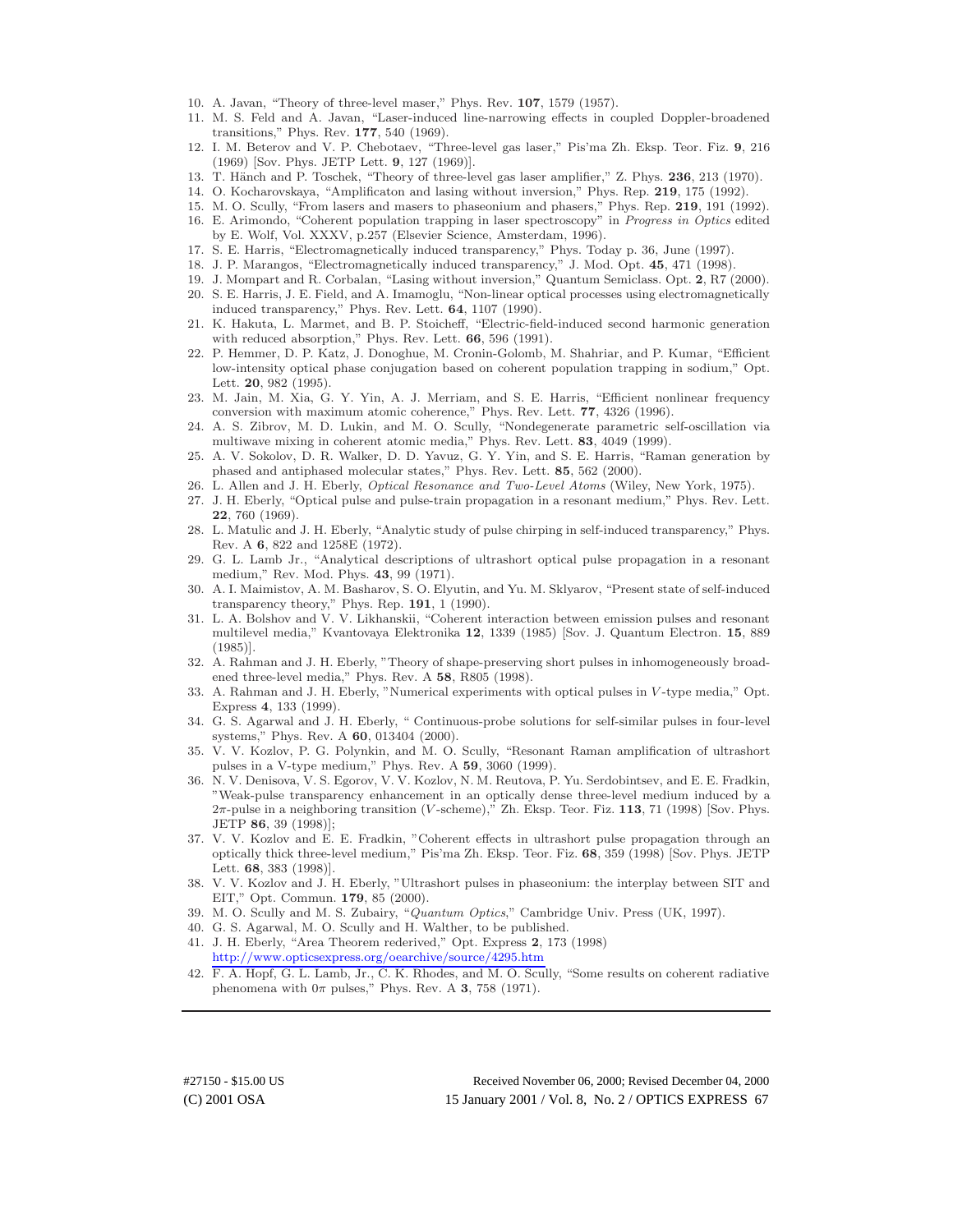10. A. Javan, "Theory of three-level maser," Phys. Rev. **107**, 1579 (1957).
11. M. S. Feld and A. Javan, "Laser-induced line-narrowing effects in coupled Doppler-broadened transitions," Phys. Rev. **177**, 540 (1969).
12. I. M. Beterov and V. P. Chebotaev, "Three-level gas laser," Pis'ma Zh. Eksp. Teor. Fiz. **9**, 216 (1969) [Sov. Phys. JETP Lett. **9**, 127 (1969)].
13. T. Hänch and P. Toschek, "Theory of three-level gas laser amplifier," Z. Phys. **236**, 213 (1970).
14. O. Kocharovskaya, "Amplificaton and lasing without inversion," Phys. Rep. **219**, 175 (1992).
15. M. O. Scully, "From lasers and masers to phaseonium and phasers," Phys. Rep. **219**, 191 (1992).
16. E. Arimondo, "Coherent population trapping in laser spectroscopy" in *Progress in Optics* edited by E. Wolf, Vol. XXXV, p.257 (Elsevier Science, Amsterdam, 1996).
17. S. E. Harris, "Electromagnetically induced transparency," Phys. Today p. 36, June (1997).
18. J. P. Marangos, "Electromagnetically induced transparency," J. Mod. Opt. **45**, 471 (1998).
19. J. Mompart and R. Corbalan, "Lasing without inversion," Quantum Semiclass. Opt. **2**, R7 (2000).
20. S. E. Harris, J. E. Field, and A. Imamoglu, "Non-linear optical processes using electromagnetically induced transparency," Phys. Rev. Lett. **64**, 1107 (1990).
21. K. Hakuta, L. Marmet, and B. P. Stoicheff, "Electric-field-induced second harmonic generation with reduced absorption," Phys. Rev. Lett. **66**, 596 (1991).
22. P. Hemmer, D. P. Katz, J. Donoghue, M. Cronin-Golomb, M. Shahriar, and P. Kumar, "Efficient low-intensity optical phase conjugation based on coherent population trapping in sodium," Opt. Lett. **20**, 982 (1995).
23. M. Jain, M. Xia, G. Y. Yin, A. J. Merriam, and S. E. Harris, "Efficient nonlinear frequency conversion with maximum atomic coherence," Phys. Rev. Lett. **77**, 4326 (1996).
24. A. S. Zibrov, M. D. Lukin, and M. O. Scully, "Nondegenerate parametric self-oscillation via multiwave mixing in coherent atomic media," Phys. Rev. Lett. **83**, 4049 (1999).
25. A. V. Sokolov, D. R. Walker, D. D. Yavuz, G. Y. Yin, and S. E. Harris, "Raman generation by phased and antiphased molecular states," Phys. Rev. Lett. **85**, 562 (2000).
26. L. Allen and J. H. Eberly, *Optical Resonance and Two-Level Atoms* (Wiley, New York, 1975).
27. J. H. Eberly, "Optical pulse and pulse-train propagation in a resonant medium," Phys. Rev. Lett. **22**, 760 (1969).
28. L. Matulic and J. H. Eberly, "Analytic study of pulse chirping in self-induced transparency," Phys. Rev. A **6**, 822 and 1258E (1972).
29. G. L. Lamb Jr., "Analytical descriptions of ultrashort optical pulse propagation in a resonant medium," Rev. Mod. Phys. **43**, 99 (1971).
30. A. I. Maimistov, A. M. Basharov, S. O. Elyutin, and Yu. M. Sklyarov, "Present state of self-induced transparency theory," Phys. Rep. **191**, 1 (1990).
31. L. A. Bolshov and V. V. Likhanskii, "Coherent interaction between emission pulses and resonant multilevel media," Kvantovaya Elektronika **12**, 1339 (1985) [Sov. J. Quantum Electron. **15**, 889 (1985)].
32. A. Rahman and J. H. Eberly, "Theory of shape-preserving short pulses in inhomogeneously broadened three-level media," Phys. Rev. A **58**, R805 (1998).
33. A. Rahman and J. H. Eberly, "Numerical experiments with optical pulses in $V$-type media," Opt. Express **4**, 133 (1999).
34. G. S. Agarwal and J. H. Eberly, " Continuous-probe solutions for self-similar pulses in four-level systems," Phys. Rev. A **60**, 013404 (2000).
35. V. V. Kozlov, P. G. Polynkin, and M. O. Scully, "Resonant Raman amplification of ultrashort pulses in a V-type medium," Phys. Rev. A **59**, 3060 (1999).
36. N. V. Denisova, V. S. Egorov, V. V. Kozlov, N. M. Reutova, P. Yu. Serdobintsev, and E. E. Fradkin, "Weak-pulse transparency enhancement in an optically dense three-level medium induced by a $2\pi$-pulse in a neighboring transition ($V$-scheme)," Zh. Eksp. Teor. Fiz. **113**, 71 (1998) [Sov. Phys. JETP **86**, 39 (1998)];
37. V. V. Kozlov and E. E. Fradkin, "Coherent effects in ultrashort pulse propagation through an optically thick three-level medium," Pis'ma Zh. Eksp. Teor. Fiz. **68**, 359 (1998) [Sov. Phys. JETP Lett. **68**, 383 (1998)].
38. V. V. Kozlov and J. H. Eberly, "Ultrashort pulses in phaseonium: the interplay between SIT and EIT," Opt. Commun. **179**, 85 (2000).
39. M. O. Scully and M. S. Zubairy, "*Quantum Optics*," Cambridge Univ. Press (UK, 1997).
40. G. S. Agarwal, M. O. Scully and H. Walther, to be published.
41. J. H. Eberly, "Area Theorem rederived," Opt. Express **2**, 173 (1998) http://www.opticsexpress.org/oearchive/source/4295.htm
42. F. A. Hopf, G. L. Lamb, Jr., C. K. Rhodes, and M. O. Scully, "Some results on coherent radiative phenomena with $0\pi$ pulses," Phys. Rev. A **3**, 758 (1971).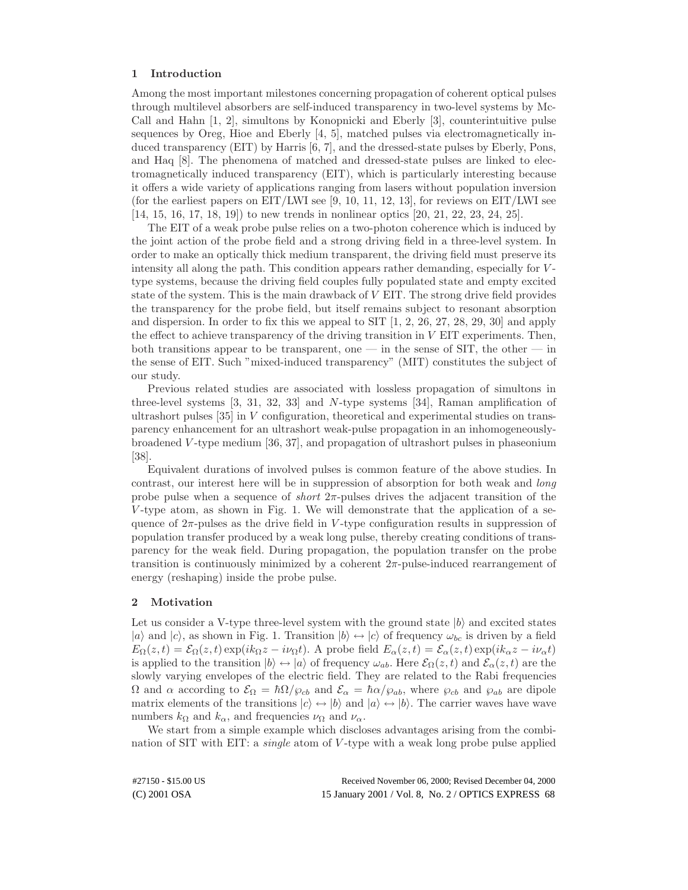## 1 Introduction

Among the most important milestones concerning propagation of coherent optical pulses through multilevel absorbers are self-induced transparency in two-level systems by McCall and Hahn [1, 2], simultons by Konopnicki and Eberly [3], counterintuitive pulse sequences by Oreg, Hioe and Eberly [4, 5], matched pulses via electromagnetically induced transparency (EIT) by Harris [6, 7], and the dressed-state pulses by Eberly, Pons, and Haq [8]. The phenomena of matched and dressed-state pulses are linked to electromagnetically induced transparency (EIT), which is particularly interesting because it offers a wide variety of applications ranging from lasers without population inversion (for the earliest papers on EIT/LWI see [9, 10, 11, 12, 13], for reviews on EIT/LWI see [14, 15, 16, 17, 18, 19]) to new trends in nonlinear optics [20, 21, 22, 23, 24, 25].

The EIT of a weak probe pulse relies on a two-photon coherence which is induced by the joint action of the probe field and a strong driving field in a three-level system. In order to make an optically thick medium transparent, the driving field must preserve its intensity all along the path. This condition appears rather demanding, especially for $V$-type systems, because the driving field couples fully populated state and empty excited state of the system. This is the main drawback of $V$ EIT. The strong drive field provides the transparency for the probe field, but itself remains subject to resonant absorption and dispersion. In order to fix this we appeal to SIT [1, 2, 26, 27, 28, 29, 30] and apply the effect to achieve transparency of the driving transition in $V$ EIT experiments. Then, both transitions appear to be transparent, one — in the sense of SIT, the other — in the sense of EIT. Such "mixed-induced transparency" (MIT) constitutes the subject of our study.

Previous related studies are associated with lossless propagation of simultons in three-level systems [3, 31, 32, 33] and $N$-type systems [34], Raman amplification of ultrashort pulses [35] in $V$ configuration, theoretical and experimental studies on transparency enhancement for an ultrashort weak-pulse propagation in an inhomogeneously-broadened $V$-type medium [36, 37], and propagation of ultrashort pulses in phaseonium [38].

Equivalent durations of involved pulses is common feature of the above studies. In contrast, our interest here will be in suppression of absorption for both weak and *long* probe pulse when a sequence of *short* $2\pi$-pulses drives the adjacent transition of the $V$-type atom, as shown in Fig. 1. We will demonstrate that the application of a sequence of $2\pi$-pulses as the drive field in $V$-type configuration results in suppression of population transfer produced by a weak long pulse, thereby creating conditions of transparency for the weak field. During propagation, the population transfer on the probe transition is continuously minimized by a coherent $2\pi$-pulse-induced rearrangement of energy (reshaping) inside the probe pulse.

## 2 Motivation

Let us consider a V-type three-level system with the ground state $|b\rangle$ and excited states $|a\rangle$ and $|c\rangle$, as shown in Fig. 1. Transition $|b\rangle \leftrightarrow |c\rangle$ of frequency $\omega_{bc}$ is driven by a field $E_\Omega(z,t) = \mathcal{E}_\Omega(z,t)\exp(ik_\Omega z - i\nu_\Omega t)$. A probe field $E_\alpha(z,t) = \mathcal{E}_\alpha(z,t)\exp(ik_\alpha z - i\nu_\alpha t)$ is applied to the transition $|b\rangle \leftrightarrow |a\rangle$ of frequency $\omega_{ab}$. Here $\mathcal{E}_\Omega(z,t)$ and $\mathcal{E}_\alpha(z,t)$ are the slowly varying envelopes of the electric field. They are related to the Rabi frequencies $\Omega$ and $\alpha$ according to $\mathcal{E}_\Omega = \hbar\Omega/\wp_{cb}$ and $\mathcal{E}_\alpha = \hbar\alpha/\wp_{ab}$, where $\wp_{cb}$ and $\wp_{ab}$ are dipole matrix elements of the transitions $|c\rangle \leftrightarrow |b\rangle$ and $|a\rangle \leftrightarrow |b\rangle$. The carrier waves have wave numbers $k_\Omega$ and $k_\alpha$, and frequencies $\nu_\Omega$ and $\nu_\alpha$.

We start from a simple example which discloses advantages arising from the combination of SIT with EIT: a *single* atom of $V$-type with a weak long probe pulse applied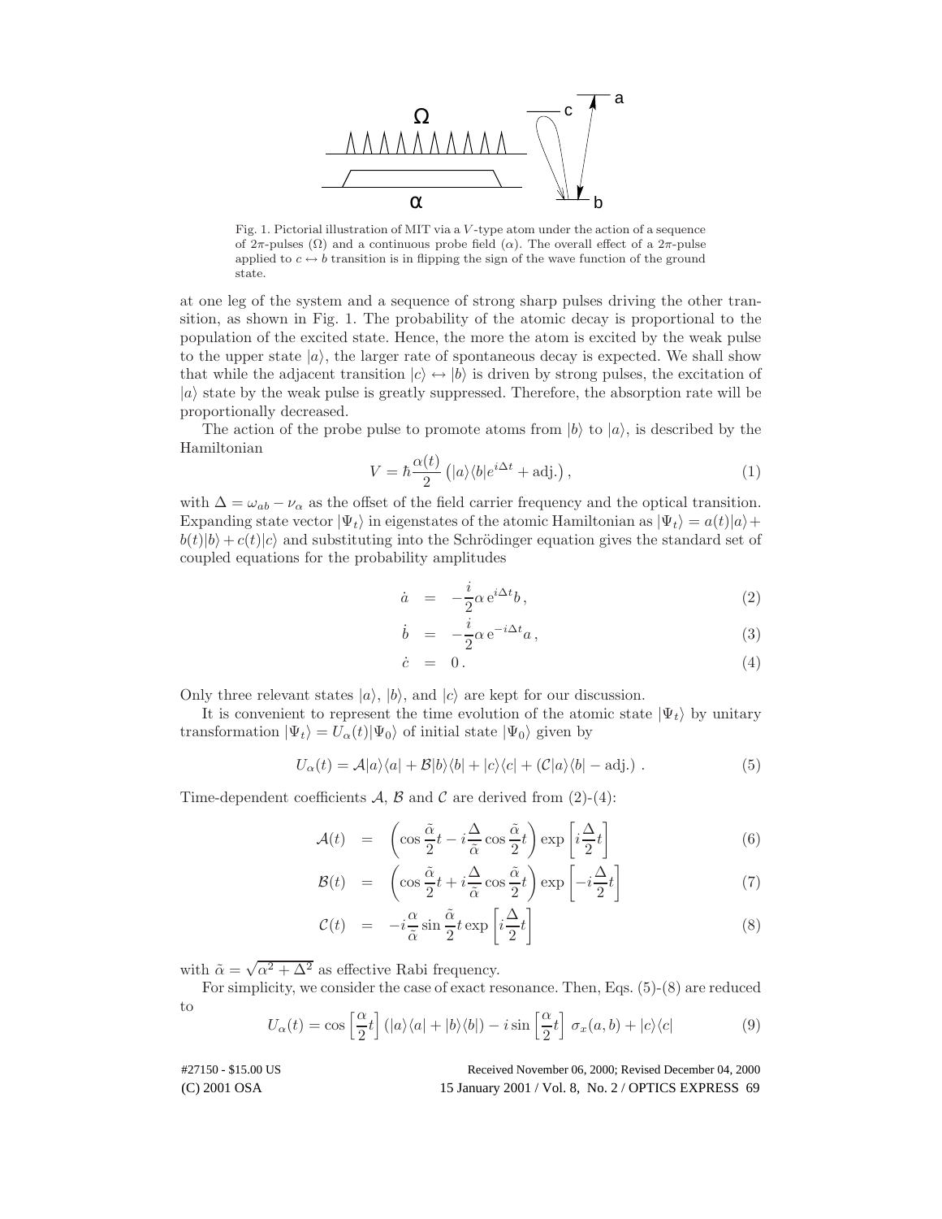Fig. 1. Pictorial illustration of MIT via a $V$-type atom under the action of a sequence of $2\pi$-pulses ($\Omega$) and a continuous probe field ($\alpha$). The overall effect of a $2\pi$-pulse applied to $c \leftrightarrow b$ transition is in flipping the sign of the wave function of the ground state.

at one leg of the system and a sequence of strong sharp pulses driving the other transition, as shown in Fig. 1. The probability of the atomic decay is proportional to the population of the excited state. Hence, the more the atom is excited by the weak pulse to the upper state $|a\rangle$, the larger rate of spontaneous decay is expected. We shall show that while the adjacent transition $|c\rangle \leftrightarrow |b\rangle$ is driven by strong pulses, the excitation of $|a\rangle$ state by the weak pulse is greatly suppressed. Therefore, the absorption rate will be proportionally decreased.

The action of the probe pulse to promote atoms from $|b\rangle$ to $|a\rangle$, is described by the Hamiltonian

$$V = \hbar \frac{\alpha(t)}{2} \left( |a\rangle\langle b| e^{i\Delta t} + \text{adj.} \right), \tag{1}$$

with $\Delta = \omega_{ab} - \nu_\alpha$ as the offset of the field carrier frequency and the optical transition. Expanding state vector $|\Psi_t\rangle$ in eigenstates of the atomic Hamiltonian as $|\Psi_t\rangle = a(t)|a\rangle + b(t)|b\rangle + c(t)|c\rangle$ and substituting into the Schrödinger equation gives the standard set of coupled equations for the probability amplitudes

$$\dot{a} = -\frac{i}{2}\alpha\, e^{i\Delta t} b\,, \tag{2}$$

$$\dot{b} = -\frac{i}{2}\alpha\, e^{-i\Delta t} a\,, \tag{3}$$

$$\dot{c} = 0\,. \tag{4}$$

Only three relevant states $|a\rangle$, $|b\rangle$, and $|c\rangle$ are kept for our discussion.

It is convenient to represent the time evolution of the atomic state $|\Psi_t\rangle$ by unitary transformation $|\Psi_t\rangle = U_\alpha(t)|\Psi_0\rangle$ of initial state $|\Psi_0\rangle$ given by

$$U_\alpha(t) = \mathcal{A}|a\rangle\langle a| + \mathcal{B}|b\rangle\langle b| + |c\rangle\langle c| + (\mathcal{C}|a\rangle\langle b| - \text{adj.})\,. \tag{5}$$

Time-dependent coefficients $\mathcal{A}$, $\mathcal{B}$ and $\mathcal{C}$ are derived from (2)-(4):

$$\mathcal{A}(t) = \left( \cos\frac{\tilde{\alpha}}{2}t - i\frac{\Delta}{\tilde{\alpha}}\cos\frac{\tilde{\alpha}}{2}t \right) \exp\left[ i\frac{\Delta}{2}t \right] \tag{6}$$

$$\mathcal{B}(t) = \left( \cos\frac{\tilde{\alpha}}{2}t + i\frac{\Delta}{\tilde{\alpha}}\cos\frac{\tilde{\alpha}}{2}t \right) \exp\left[ -i\frac{\Delta}{2}t \right] \tag{7}$$

$$\mathcal{C}(t) = -i\frac{\alpha}{\tilde{\alpha}}\sin\frac{\tilde{\alpha}}{2}t \exp\left[ i\frac{\Delta}{2}t \right] \tag{8}$$

with $\tilde{\alpha} = \sqrt{\alpha^2 + \Delta^2}$ as effective Rabi frequency.

For simplicity, we consider the case of exact resonance. Then, Eqs. (5)-(8) are reduced to

$$U_\alpha(t) = \cos\left[\frac{\alpha}{2}t\right] (|a\rangle\langle a| + |b\rangle\langle b|) - i\sin\left[\frac{\alpha}{2}t\right]\, \sigma_x(a,b) + |c\rangle\langle c| \tag{9}$$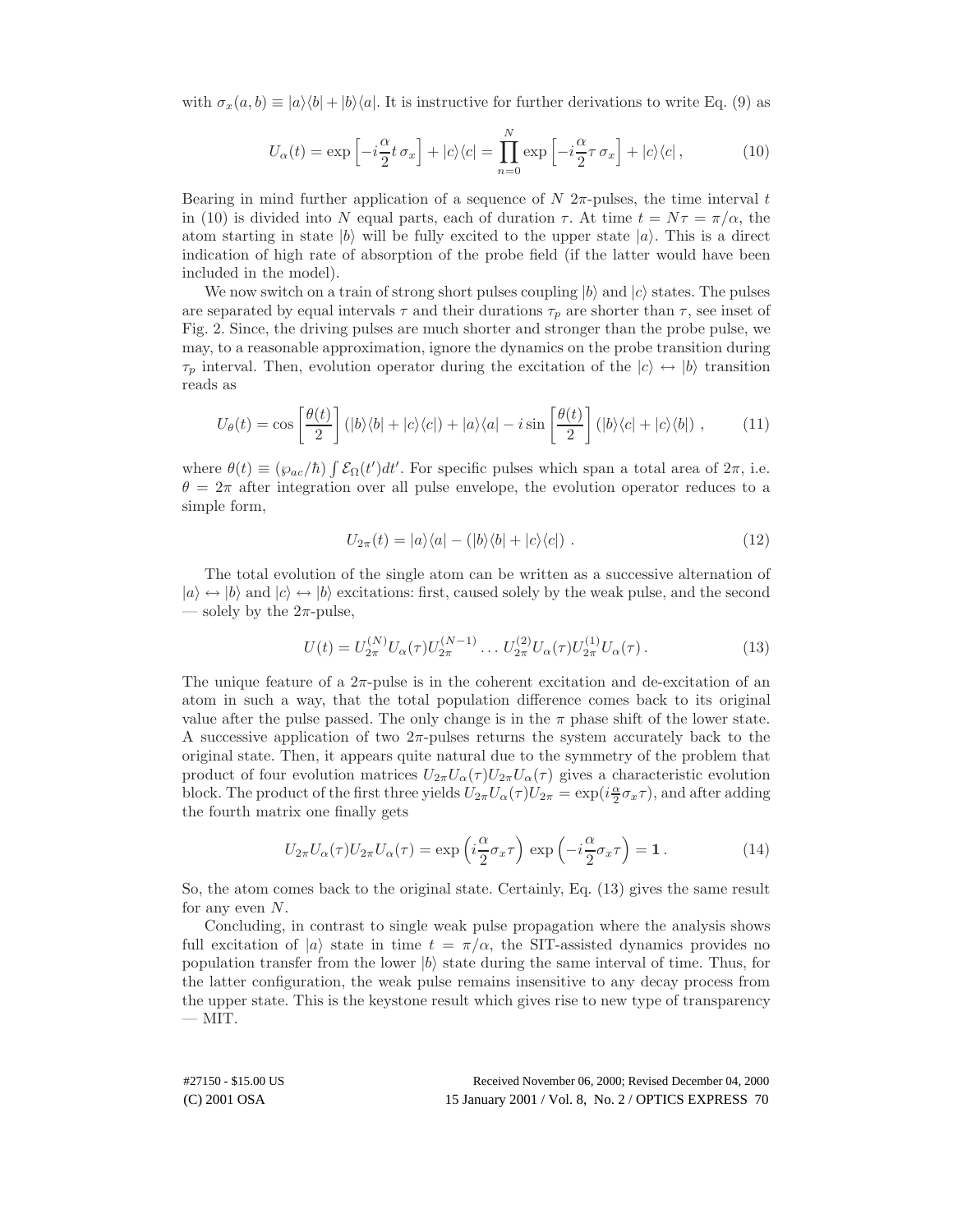with $\sigma_x(a,b) \equiv |a\rangle\langle b| + |b\rangle\langle a|$. It is instructive for further derivations to write Eq. (9) as

$$U_\alpha(t) = \exp\left[-i\frac{\alpha}{2}t\,\sigma_x\right] + |c\rangle\langle c| = \prod_{n=0}^{N} \exp\left[-i\frac{\alpha}{2}\tau\,\sigma_x\right] + |c\rangle\langle c|\,, \tag{10}$$

Bearing in mind further application of a sequence of $N$ $2\pi$-pulses, the time interval $t$ in (10) is divided into $N$ equal parts, each of duration $\tau$. At time $t = N\tau = \pi/\alpha$, the atom starting in state $|b\rangle$ will be fully excited to the upper state $|a\rangle$. This is a direct indication of high rate of absorption of the probe field (if the latter would have been included in the model).

We now switch on a train of strong short pulses coupling $|b\rangle$ and $|c\rangle$ states. The pulses are separated by equal intervals $\tau$ and their durations $\tau_p$ are shorter than $\tau$, see inset of Fig. 2. Since, the driving pulses are much shorter and stronger than the probe pulse, we may, to a reasonable approximation, ignore the dynamics on the probe transition during $\tau_p$ interval. Then, evolution operator during the excitation of the $|c\rangle \leftrightarrow |b\rangle$ transition reads as

$$U_\theta(t) = \cos\left[\frac{\theta(t)}{2}\right](|b\rangle\langle b| + |c\rangle\langle c|) + |a\rangle\langle a| - i\sin\left[\frac{\theta(t)}{2}\right](|b\rangle\langle c| + |c\rangle\langle b|)\,, \tag{11}$$

where $\theta(t) \equiv (\wp_{ac}/\hbar)\int \mathcal{E}_\Omega(t')dt'$. For specific pulses which span a total area of $2\pi$, i.e. $\theta = 2\pi$ after integration over all pulse envelope, the evolution operator reduces to a simple form,

$$U_{2\pi}(t) = |a\rangle\langle a| - (|b\rangle\langle b| + |c\rangle\langle c|)\,. \tag{12}$$

The total evolution of the single atom can be written as a successive alternation of $|a\rangle \leftrightarrow |b\rangle$ and $|c\rangle \leftrightarrow |b\rangle$ excitations: first, caused solely by the weak pulse, and the second — solely by the $2\pi$-pulse,

$$U(t) = U_{2\pi}^{(N)} U_\alpha(\tau) U_{2\pi}^{(N-1)} \ldots U_{2\pi}^{(2)} U_\alpha(\tau) U_{2\pi}^{(1)} U_\alpha(\tau)\,. \tag{13}$$

The unique feature of a $2\pi$-pulse is in the coherent excitation and de-excitation of an atom in such a way, that the total population difference comes back to its original value after the pulse passed. The only change is in the $\pi$ phase shift of the lower state. A successive application of two $2\pi$-pulses returns the system accurately back to the original state. Then, it appears quite natural due to the symmetry of the problem that product of four evolution matrices $U_{2\pi}U_\alpha(\tau)U_{2\pi}U_\alpha(\tau)$ gives a characteristic evolution block. The product of the first three yields $U_{2\pi}U_\alpha(\tau)U_{2\pi} = \exp(i\frac{\alpha}{2}\sigma_x\tau)$, and after adding the fourth matrix one finally gets

$$U_{2\pi}U_\alpha(\tau)U_{2\pi}U_\alpha(\tau) = \exp\left(i\frac{\alpha}{2}\sigma_x\tau\right)\,\exp\left(-i\frac{\alpha}{2}\sigma_x\tau\right) = \mathbf{1}\,. \tag{14}$$

So, the atom comes back to the original state. Certainly, Eq. (13) gives the same result for any even $N$.

Concluding, in contrast to single weak pulse propagation where the analysis shows full excitation of $|a\rangle$ state in time $t = \pi/\alpha$, the SIT-assisted dynamics provides no population transfer from the lower $|b\rangle$ state during the same interval of time. Thus, for the latter configuration, the weak pulse remains insensitive to any decay process from the upper state. This is the keystone result which gives rise to new type of transparency — MIT.

#27150 - $15.00 US Received November 06, 2000; Revised December 04, 2000
(C) 2001 OSA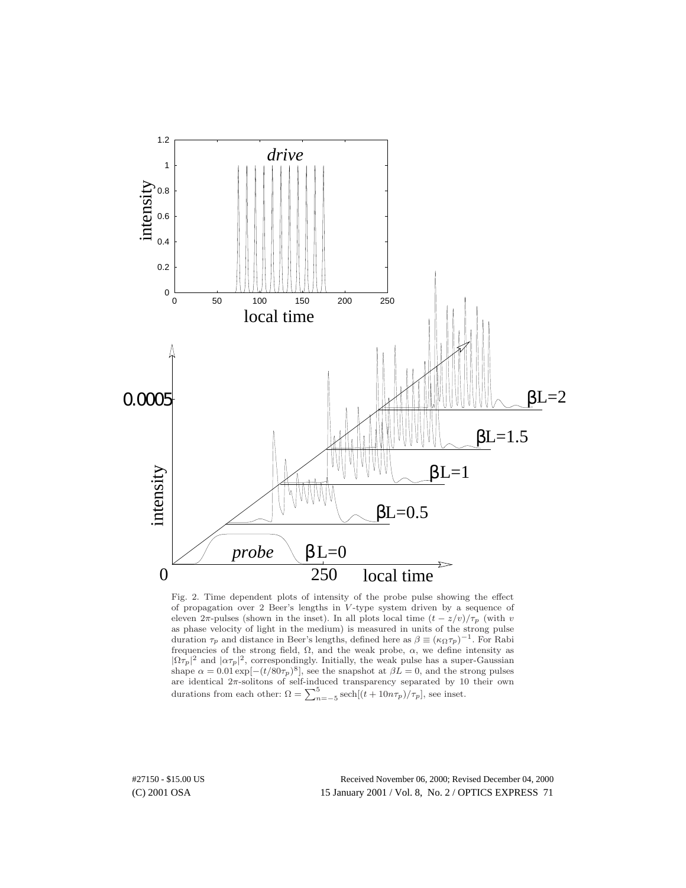Fig. 2. Time dependent plots of intensity of the probe pulse showing the effect of propagation over 2 Beer's lengths in $V$-type system driven by a sequence of eleven $2\pi$-pulses (shown in the inset). In all plots local time $(t - z/v)/\tau_p$ (with $v$ as phase velocity of light in the medium) is measured in units of the strong pulse duration $\tau_p$ and distance in Beer's lengths, defined here as $\beta \equiv (\kappa_\Omega \tau_p)^{-1}$. For Rabi frequencies of the strong field, $\Omega$, and the weak probe, $\alpha$, we define intensity as $|\Omega\tau_p|^2$ and $|\alpha\tau_p|^2$, correspondingly. Initially, the weak pulse has a super-Gaussian shape $\alpha = 0.01 \exp[-(t/80\tau_p)^8]$, see the snapshot at $\beta L = 0$, and the strong pulses are identical $2\pi$-solitons of self-induced transparency separated by 10 their own durations from each other: $\Omega = \sum_{n=-5}^{5} \mathrm{sech}[(t + 10n\tau_p)/\tau_p]$, see inset.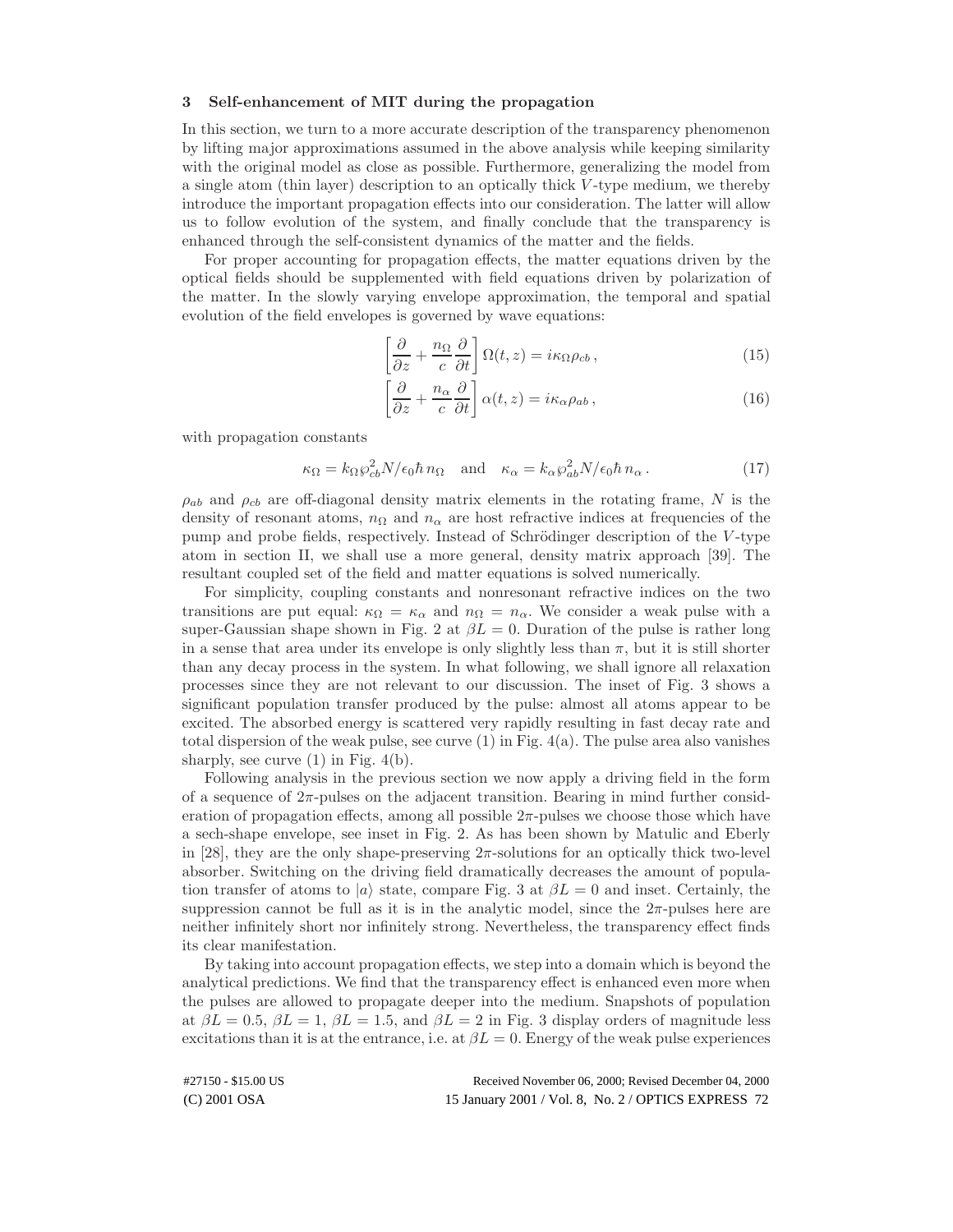## 3 Self-enhancement of MIT during the propagation

In this section, we turn to a more accurate description of the transparency phenomenon by lifting major approximations assumed in the above analysis while keeping similarity with the original model as close as possible. Furthermore, generalizing the model from a single atom (thin layer) description to an optically thick $V$-type medium, we thereby introduce the important propagation effects into our consideration. The latter will allow us to follow evolution of the system, and finally conclude that the transparency is enhanced through the self-consistent dynamics of the matter and the fields.

For proper accounting for propagation effects, the matter equations driven by the optical fields should be supplemented with field equations driven by polarization of the matter. In the slowly varying envelope approximation, the temporal and spatial evolution of the field envelopes is governed by wave equations:

$$\left[\frac{\partial}{\partial z} + \frac{n_\Omega}{c}\frac{\partial}{\partial t}\right]\Omega(t,z) = i\kappa_\Omega \rho_{cb}\,, \tag{15}$$

$$\left[\frac{\partial}{\partial z} + \frac{n_\alpha}{c}\frac{\partial}{\partial t}\right]\alpha(t,z) = i\kappa_\alpha \rho_{ab}\,, \tag{16}$$

with propagation constants

$$\kappa_\Omega = k_\Omega \wp_{cb}^2 N/\epsilon_0 \hbar\, n_\Omega \quad \text{and} \quad \kappa_\alpha = k_\alpha \wp_{ab}^2 N/\epsilon_0 \hbar\, n_\alpha\,. \tag{17}$$

$\rho_{ab}$ and $\rho_{cb}$ are off-diagonal density matrix elements in the rotating frame, $N$ is the density of resonant atoms, $n_\Omega$ and $n_\alpha$ are host refractive indices at frequencies of the pump and probe fields, respectively. Instead of Schrödinger description of the $V$-type atom in section II, we shall use a more general, density matrix approach [39]. The resultant coupled set of the field and matter equations is solved numerically.

For simplicity, coupling constants and nonresonant refractive indices on the two transitions are put equal: $\kappa_\Omega = \kappa_\alpha$ and $n_\Omega = n_\alpha$. We consider a weak pulse with a super-Gaussian shape shown in Fig. 2 at $\beta L = 0$. Duration of the pulse is rather long in a sense that area under its envelope is only slightly less than $\pi$, but it is still shorter than any decay process in the system. In what following, we shall ignore all relaxation processes since they are not relevant to our discussion. The inset of Fig. 3 shows a significant population transfer produced by the pulse: almost all atoms appear to be excited. The absorbed energy is scattered very rapidly resulting in fast decay rate and total dispersion of the weak pulse, see curve (1) in Fig. 4(a). The pulse area also vanishes sharply, see curve (1) in Fig. 4(b).

Following analysis in the previous section we now apply a driving field in the form of a sequence of $2\pi$-pulses on the adjacent transition. Bearing in mind further consideration of propagation effects, among all possible $2\pi$-pulses we choose those which have a sech-shape envelope, see inset in Fig. 2. As has been shown by Matulic and Eberly in [28], they are the only shape-preserving $2\pi$-solutions for an optically thick two-level absorber. Switching on the driving field dramatically decreases the amount of population transfer of atoms to $|a\rangle$ state, compare Fig. 3 at $\beta L = 0$ and inset. Certainly, the suppression cannot be full as it is in the analytic model, since the $2\pi$-pulses here are neither infinitely short nor infinitely strong. Nevertheless, the transparency effect finds its clear manifestation.

By taking into account propagation effects, we step into a domain which is beyond the analytical predictions. We find that the transparency effect is enhanced even more when the pulses are allowed to propagate deeper into the medium. Snapshots of population at $\beta L = 0.5$, $\beta L = 1$, $\beta L = 1.5$, and $\beta L = 2$ in Fig. 3 display orders of magnitude less excitations than it is at the entrance, i.e. at $\beta L = 0$. Energy of the weak pulse experiences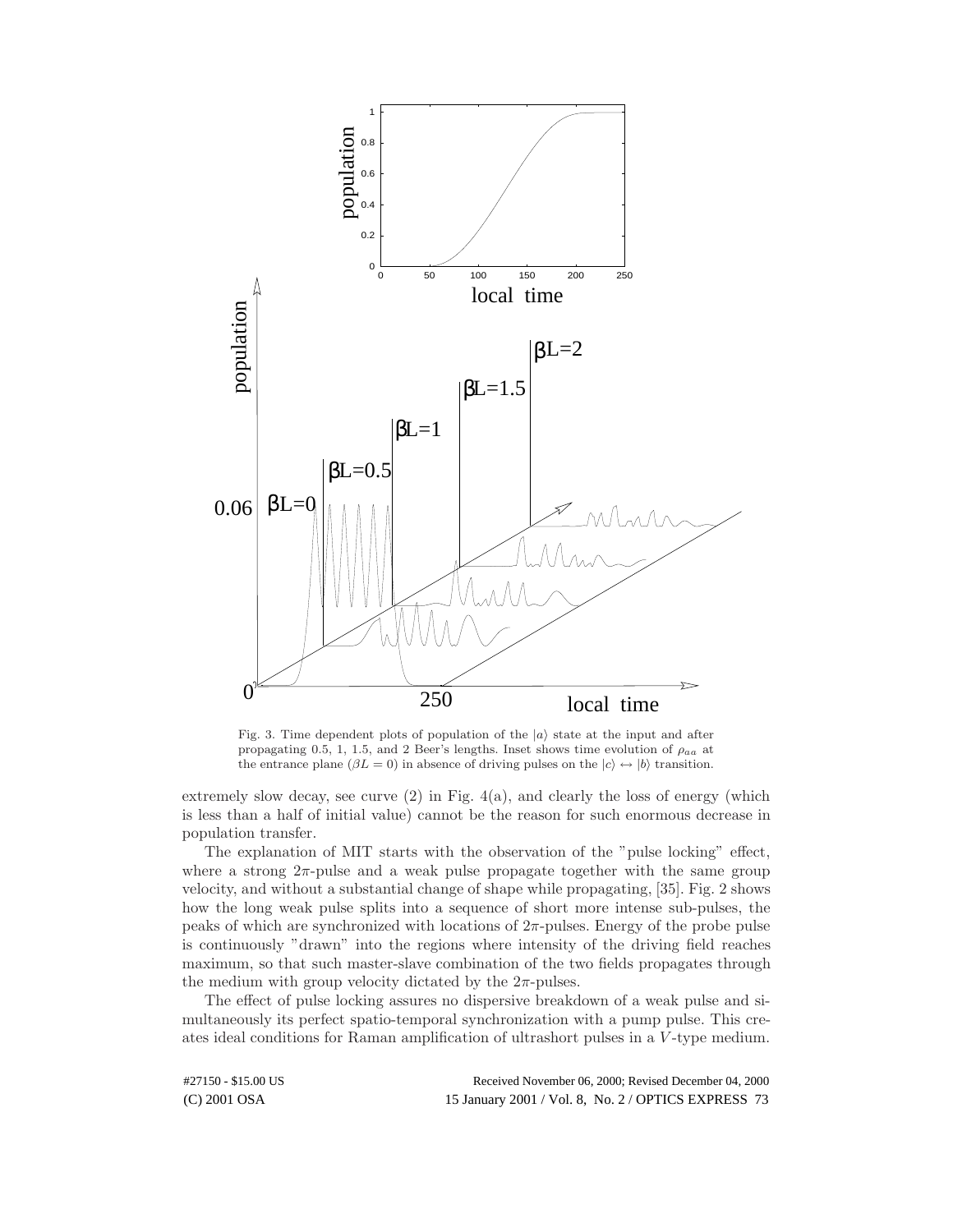Fig. 3. Time dependent plots of population of the $|a\rangle$ state at the input and after propagating 0.5, 1, 1.5, and 2 Beer's lengths. Inset shows time evolution of $\rho_{aa}$ at the entrance plane ($\beta L = 0$) in absence of driving pulses on the $|c\rangle \leftrightarrow |b\rangle$ transition.

extremely slow decay, see curve (2) in Fig. 4(a), and clearly the loss of energy (which is less than a half of initial value) cannot be the reason for such enormous decrease in population transfer.

The explanation of MIT starts with the observation of the "pulse locking" effect, where a strong $2\pi$-pulse and a weak pulse propagate together with the same group velocity, and without a substantial change of shape while propagating, [35]. Fig. 2 shows how the long weak pulse splits into a sequence of short more intense sub-pulses, the peaks of which are synchronized with locations of $2\pi$-pulses. Energy of the probe pulse is continuously "drawn" into the regions where intensity of the driving field reaches maximum, so that such master-slave combination of the two fields propagates through the medium with group velocity dictated by the $2\pi$-pulses.

The effect of pulse locking assures no dispersive breakdown of a weak pulse and simultaneously its perfect spatio-temporal synchronization with a pump pulse. This creates ideal conditions for Raman amplification of ultrashort pulses in a $V$-type medium.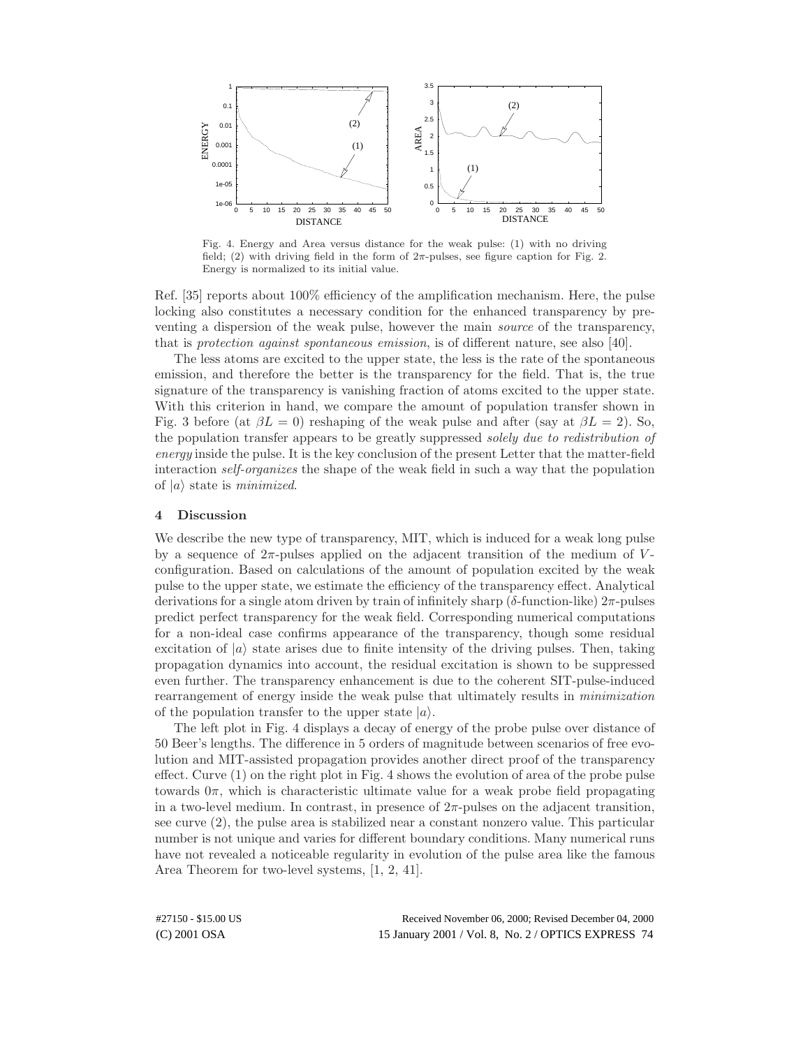Fig. 4. Energy and Area versus distance for the weak pulse: (1) with no driving field; (2) with driving field in the form of $2\pi$-pulses, see figure caption for Fig. 2. Energy is normalized to its initial value.

Ref. [35] reports about 100% efficiency of the amplification mechanism. Here, the pulse locking also constitutes a necessary condition for the enhanced transparency by preventing a dispersion of the weak pulse, however the main *source* of the transparency, that is *protection against spontaneous emission*, is of different nature, see also [40].

The less atoms are excited to the upper state, the less is the rate of the spontaneous emission, and therefore the better is the transparency for the field. That is, the true signature of the transparency is vanishing fraction of atoms excited to the upper state. With this criterion in hand, we compare the amount of population transfer shown in Fig. 3 before (at $\beta L = 0$) reshaping of the weak pulse and after (say at $\beta L = 2$). So, the population transfer appears to be greatly suppressed *solely due to redistribution of energy* inside the pulse. It is the key conclusion of the present Letter that the matter-field interaction *self-organizes* the shape of the weak field in such a way that the population of $|a\rangle$ state is *minimized*.

## 4 Discussion

We describe the new type of transparency, MIT, which is induced for a weak long pulse by a sequence of $2\pi$-pulses applied on the adjacent transition of the medium of $V$-configuration. Based on calculations of the amount of population excited by the weak pulse to the upper state, we estimate the efficiency of the transparency effect. Analytical derivations for a single atom driven by train of infinitely sharp ($\delta$-function-like) $2\pi$-pulses predict perfect transparency for the weak field. Corresponding numerical computations for a non-ideal case confirms appearance of the transparency, though some residual excitation of $|a\rangle$ state arises due to finite intensity of the driving pulses. Then, taking propagation dynamics into account, the residual excitation is shown to be suppressed even further. The transparency enhancement is due to the coherent SIT-pulse-induced rearrangement of energy inside the weak pulse that ultimately results in *minimization* of the population transfer to the upper state $|a\rangle$.

The left plot in Fig. 4 displays a decay of energy of the probe pulse over distance of 50 Beer's lengths. The difference in 5 orders of magnitude between scenarios of free evolution and MIT-assisted propagation provides another direct proof of the transparency effect. Curve (1) on the right plot in Fig. 4 shows the evolution of area of the probe pulse towards $0\pi$, which is characteristic ultimate value for a weak probe field propagating in a two-level medium. In contrast, in presence of $2\pi$-pulses on the adjacent transition, see curve (2), the pulse area is stabilized near a constant nonzero value. This particular number is not unique and varies for different boundary conditions. Many numerical runs have not revealed a noticeable regularity in evolution of the pulse area like the famous Area Theorem for two-level systems, [1, 2, 41].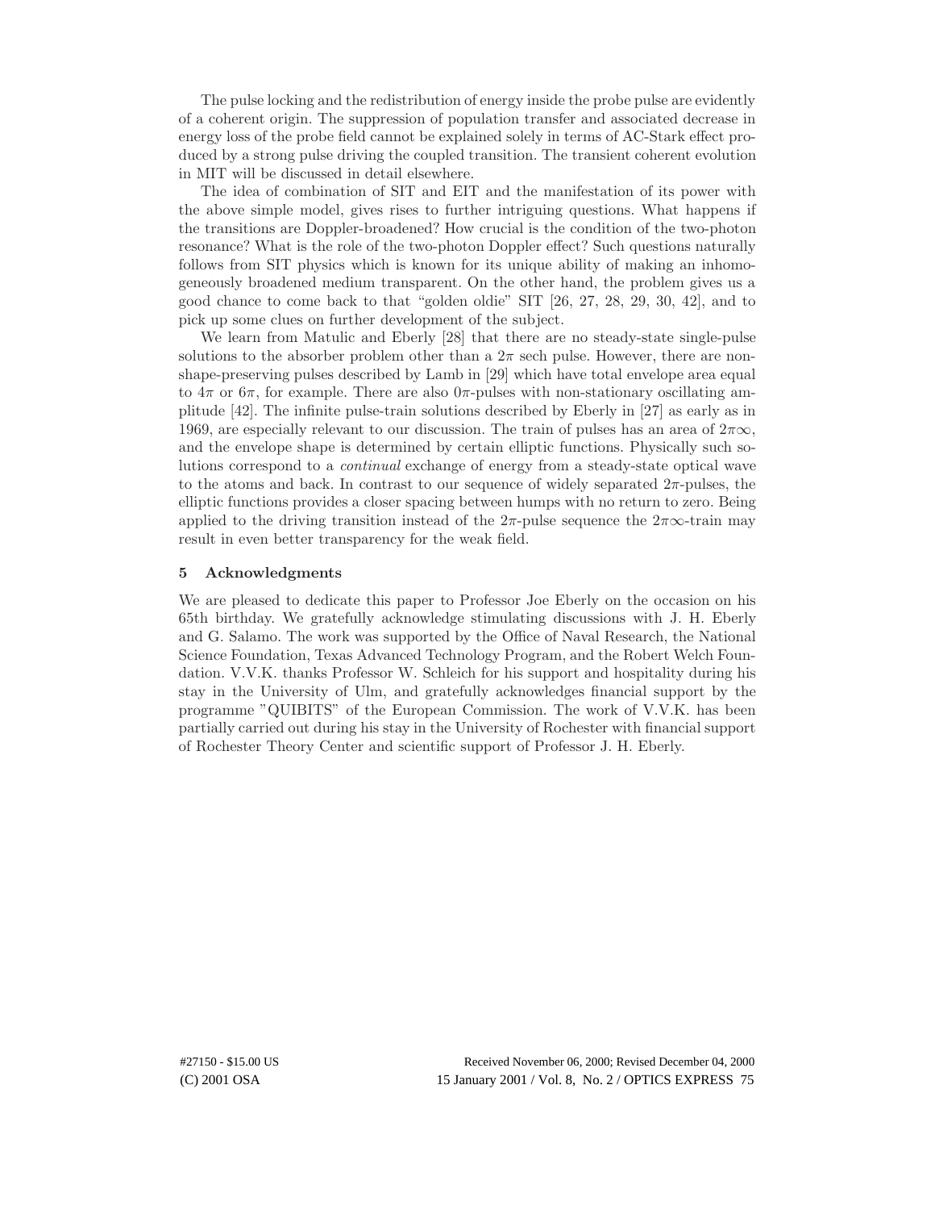The pulse locking and the redistribution of energy inside the probe pulse are evidently of a coherent origin. The suppression of population transfer and associated decrease in energy loss of the probe field cannot be explained solely in terms of AC-Stark effect produced by a strong pulse driving the coupled transition. The transient coherent evolution in MIT will be discussed in detail elsewhere.

The idea of combination of SIT and EIT and the manifestation of its power with the above simple model, gives rises to further intriguing questions. What happens if the transitions are Doppler-broadened? How crucial is the condition of the two-photon resonance? What is the role of the two-photon Doppler effect? Such questions naturally follows from SIT physics which is known for its unique ability of making an inhomogeneously broadened medium transparent. On the other hand, the problem gives us a good chance to come back to that "golden oldie" SIT [26, 27, 28, 29, 30, 42], and to pick up some clues on further development of the subject.

We learn from Matulic and Eberly [28] that there are no steady-state single-pulse solutions to the absorber problem other than a $2\pi$ sech pulse. However, there are non-shape-preserving pulses described by Lamb in [29] which have total envelope area equal to $4\pi$ or $6\pi$, for example. There are also $0\pi$-pulses with non-stationary oscillating amplitude [42]. The infinite pulse-train solutions described by Eberly in [27] as early as in 1969, are especially relevant to our discussion. The train of pulses has an area of $2\pi\infty$, and the envelope shape is determined by certain elliptic functions. Physically such solutions correspond to a *continual* exchange of energy from a steady-state optical wave to the atoms and back. In contrast to our sequence of widely separated $2\pi$-pulses, the elliptic functions provides a closer spacing between humps with no return to zero. Being applied to the driving transition instead of the $2\pi$-pulse sequence the $2\pi\infty$-train may result in even better transparency for the weak field.

## 5 Acknowledgments

We are pleased to dedicate this paper to Professor Joe Eberly on the occasion on his 65th birthday. We gratefully acknowledge stimulating discussions with J. H. Eberly and G. Salamo. The work was supported by the Office of Naval Research, the National Science Foundation, Texas Advanced Technology Program, and the Robert Welch Foundation. V.V.K. thanks Professor W. Schleich for his support and hospitality during his stay in the University of Ulm, and gratefully acknowledges financial support by the programme "QUIBITS" of the European Commission. The work of V.V.K. has been partially carried out during his stay in the University of Rochester with financial support of Rochester Theory Center and scientific support of Professor J. H. Eberly.